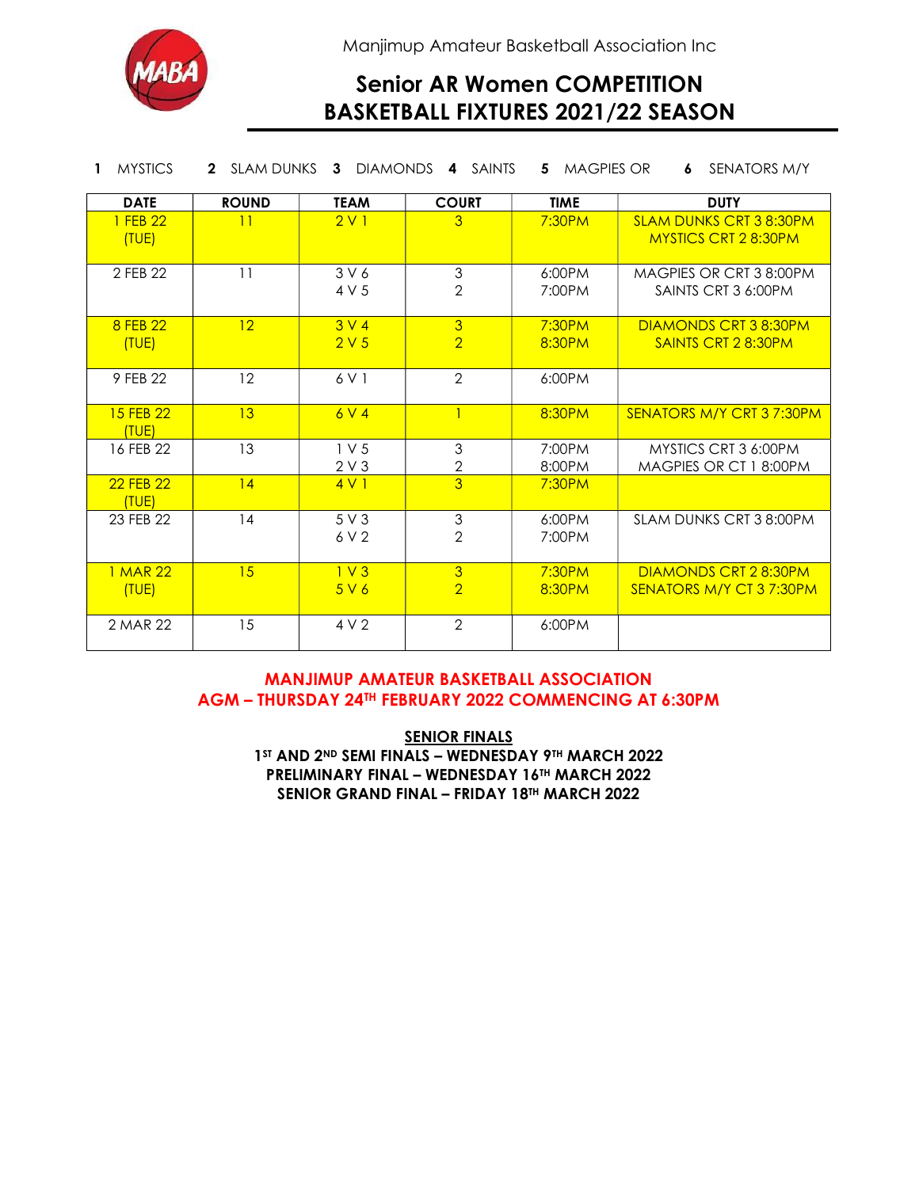Manjimup Amateur Basketball Association Inc

# Senior AR Women COMPETITION
# BASKETBALL FIXTURES 2021/22 SEASON

**1** MYSTICS **2** SLAM DUNKS **3** DIAMONDS **4** SAINTS **5** MAGPIES OR **6** SENATORS M/Y

| DATE | ROUND | TEAM | COURT | TIME | DUTY |
|---|---|---|---|---|---|
| 1 FEB 22 (TUE) | 11 | 2 V 1 | 3 | 7:30PM | SLAM DUNKS CRT 3 8:30PM<br>MYSTICS CRT 2 8:30PM |
| 2 FEB 22 | 11 | 3 V 6<br>4 V 5 | 3<br>2 | 6:00PM<br>7:00PM | MAGPIES OR CRT 3 8:00PM<br>SAINTS CRT 3 6:00PM |
| 8 FEB 22 (TUE) | 12 | 3 V 4<br>2 V 5 | 3<br>2 | 7:30PM<br>8:30PM | DIAMONDS CRT 3 8:30PM<br>SAINTS CRT 2 8:30PM |
| 9 FEB 22 | 12 | 6 V 1 | 2 | 6:00PM | |
| 15 FEB 22 (TUE) | 13 | 6 V 4 | 1 | 8:30PM | SENATORS M/Y CRT 3 7:30PM |
| 16 FEB 22 | 13 | 1 V 5<br>2 V 3 | 3<br>2 | 7:00PM<br>8:00PM | MYSTICS CRT 3 6:00PM<br>MAGPIES OR CT 1 8:00PM |
| 22 FEB 22 (TUE) | 14 | 4 V 1 | 3 | 7:30PM | |
| 23 FEB 22 | 14 | 5 V 3<br>6 V 2 | 3<br>2 | 6:00PM<br>7:00PM | SLAM DUNKS CRT 3 8:00PM |
| 1 MAR 22 (TUE) | 15 | 1 V 3<br>5 V 6 | 3<br>2 | 7:30PM<br>8:30PM | DIAMONDS CRT 2 8:30PM<br>SENATORS M/Y CT 3 7:30PM |
| 2 MAR 22 | 15 | 4 V 2 | 2 | 6:00PM | |

**MANJIMUP AMATEUR BASKETBALL ASSOCIATION**
**AGM – THURSDAY 24TH FEBRUARY 2022 COMMENCING AT 6:30PM**

**SENIOR FINALS**

**1ST AND 2ND SEMI FINALS – WEDNESDAY 9TH MARCH 2022**
**PRELIMINARY FINAL – WEDNESDAY 16TH MARCH 2022**
**SENIOR GRAND FINAL – FRIDAY 18TH MARCH 2022**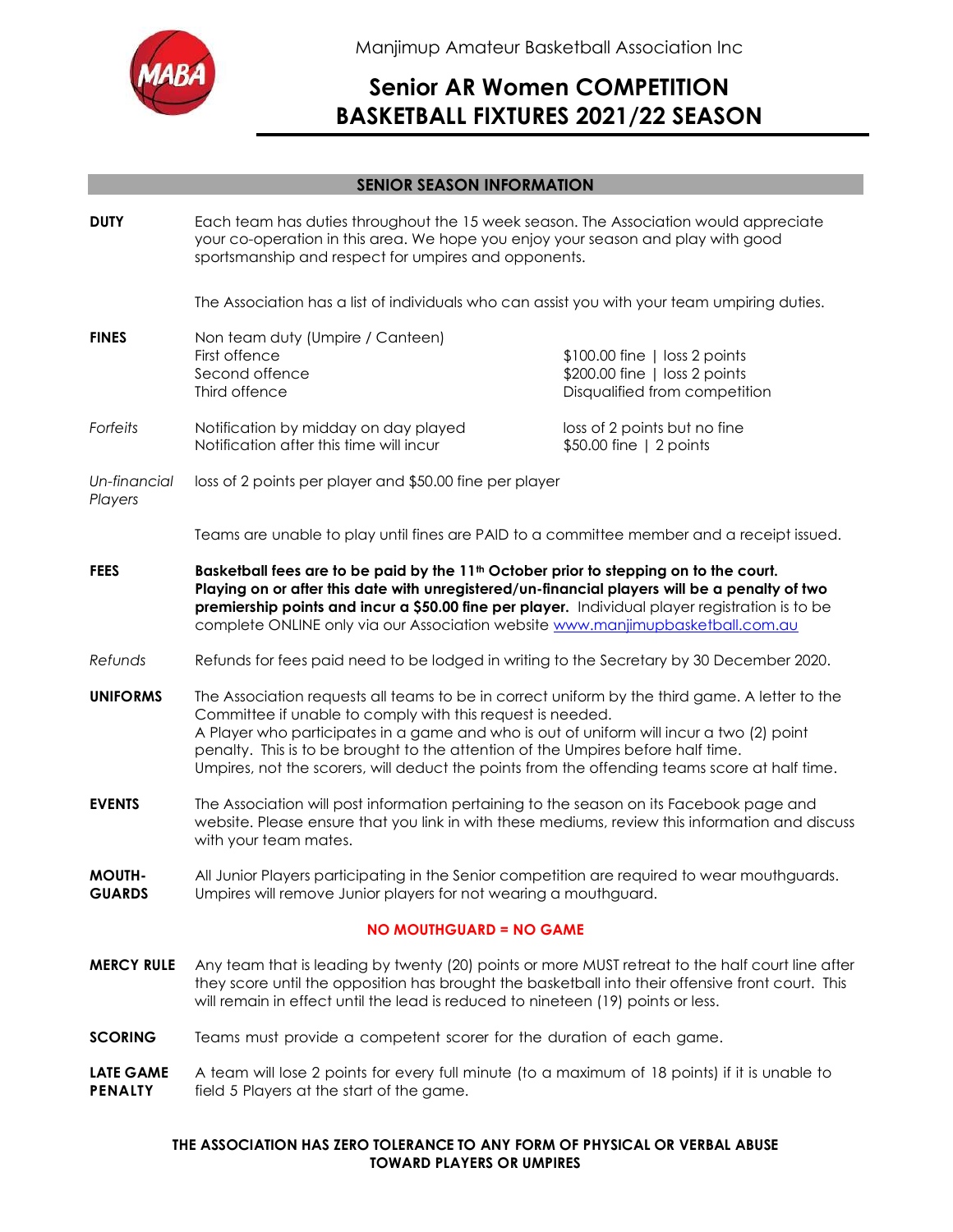Manjimup Amateur Basketball Association Inc

# Senior AR Women COMPETITION BASKETBALL FIXTURES 2021/22 SEASON

## SENIOR SEASON INFORMATION

**DUTY**

Each team has duties throughout the 15 week season. The Association would appreciate your co-operation in this area. We hope you enjoy your season and play with good sportsmanship and respect for umpires and opponents.

The Association has a list of individuals who can assist you with your team umpiring duties.

**FINES**

| | | |
|---|---|---|
| **FINES** | Non team duty (Umpire / Canteen) | |
| | First offence | $100.00 fine \| loss 2 points |
| | Second offence | $200.00 fine \| loss 2 points |
| | Third offence | Disqualified from competition |
| *Forfeits* | Notification by midday on day played | loss of 2 points but no fine |
| | Notification after this time will incur | $50.00 fine \| 2 points |
| *Un-financial Players* | loss of 2 points per player and $50.00 fine per player | |

Teams are unable to play until fines are PAID to a committee member and a receipt issued.

**FEES**

**Basketball fees are to be paid by the 11th October prior to stepping on to the court. Playing on or after this date with unregistered/un-financial players will be a penalty of two premiership points and incur a $50.00 fine per player.** Individual player registration is to be complete ONLINE only via our Association website www.manjimupbasketball.com.au

*Refunds*

Refunds for fees paid need to be lodged in writing to the Secretary by 30 December 2020.

**UNIFORMS**

The Association requests all teams to be in correct uniform by the third game. A letter to the Committee if unable to comply with this request is needed.
A Player who participates in a game and who is out of uniform will incur a two (2) point penalty. This is to be brought to the attention of the Umpires before half time.
Umpires, not the scorers, will deduct the points from the offending teams score at half time.

**EVENTS**

The Association will post information pertaining to the season on its Facebook page and website. Please ensure that you link in with these mediums, review this information and discuss with your team mates.

**MOUTH-GUARDS**

All Junior Players participating in the Senior competition are required to wear mouthguards. Umpires will remove Junior players for not wearing a mouthguard.

**NO MOUTHGUARD = NO GAME**

**MERCY RULE**

Any team that is leading by twenty (20) points or more MUST retreat to the half court line after they score until the opposition has brought the basketball into their offensive front court. This will remain in effect until the lead is reduced to nineteen (19) points or less.

**SCORING**

Teams must provide a competent scorer for the duration of each game.

**LATE GAME PENALTY**

A team will lose 2 points for every full minute (to a maximum of 18 points) if it is unable to field 5 Players at the start of the game.

**THE ASSOCIATION HAS ZERO TOLERANCE TO ANY FORM OF PHYSICAL OR VERBAL ABUSE TOWARD PLAYERS OR UMPIRES**